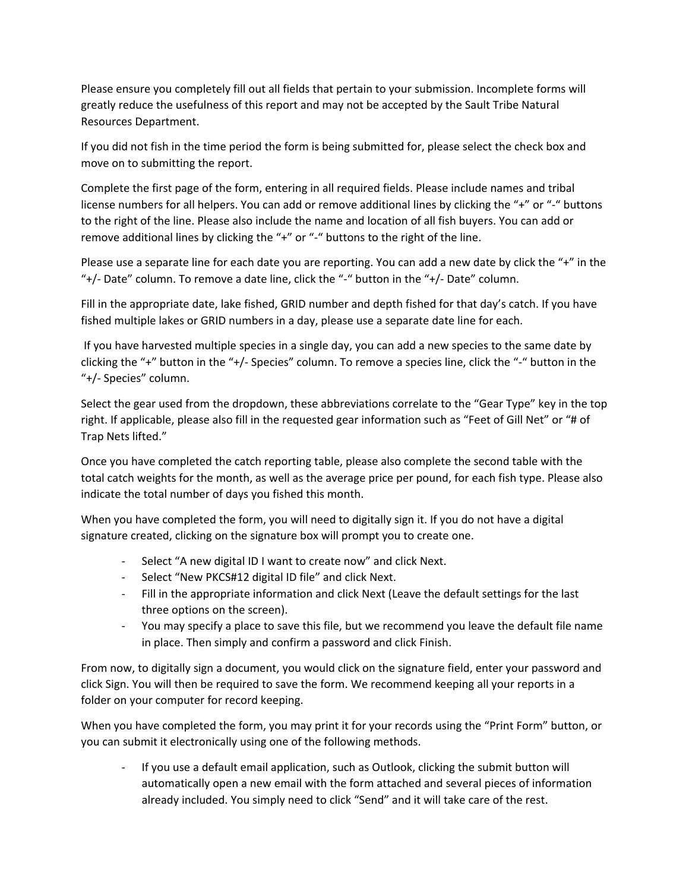Please ensure you completely fill out all fields that pertain to your submission. Incomplete forms will greatly reduce the usefulness of this report and may not be accepted by the Sault Tribe Natural Resources Department.

If you did not fish in the time period the form is being submitted for, please select the check box and move on to submitting the report.

Complete the first page of the form, entering in all required fields. Please include names and tribal license numbers for all helpers. You can add or remove additional lines by clicking the "+" or "-" buttons to the right of the line. Please also include the name and location of all fish buyers. You can add or remove additional lines by clicking the "+" or "-" buttons to the right of the line.

Please use a separate line for each date you are reporting. You can add a new date by click the "+" in the "+/- Date" column. To remove a date line, click the "-" button in the "+/- Date" column.

Fill in the appropriate date, lake fished, GRID number and depth fished for that day's catch. If you have fished multiple lakes or GRID numbers in a day, please use a separate date line for each.

If you have harvested multiple species in a single day, you can add a new species to the same date by clicking the "+" button in the "+/- Species" column. To remove a species line, click the "-" button in the "+/- Species" column.

Select the gear used from the dropdown, these abbreviations correlate to the "Gear Type" key in the top right. If applicable, please also fill in the requested gear information such as "Feet of Gill Net" or "# of Trap Nets lifted."

Once you have completed the catch reporting table, please also complete the second table with the total catch weights for the month, as well as the average price per pound, for each fish type. Please also indicate the total number of days you fished this month.

When you have completed the form, you will need to digitally sign it. If you do not have a digital signature created, clicking on the signature box will prompt you to create one.

- Select "A new digital ID I want to create now" and click Next.
- Select "New PKCS#12 digital ID file" and click Next.
- Fill in the appropriate information and click Next (Leave the default settings for the last three options on the screen).
- You may specify a place to save this file, but we recommend you leave the default file name in place. Then simply and confirm a password and click Finish.

From now, to digitally sign a document, you would click on the signature field, enter your password and click Sign. You will then be required to save the form. We recommend keeping all your reports in a folder on your computer for record keeping.

When you have completed the form, you may print it for your records using the "Print Form" button, or you can submit it electronically using one of the following methods.

- If you use a default email application, such as Outlook, clicking the submit button will automatically open a new email with the form attached and several pieces of information already included. You simply need to click "Send" and it will take care of the rest.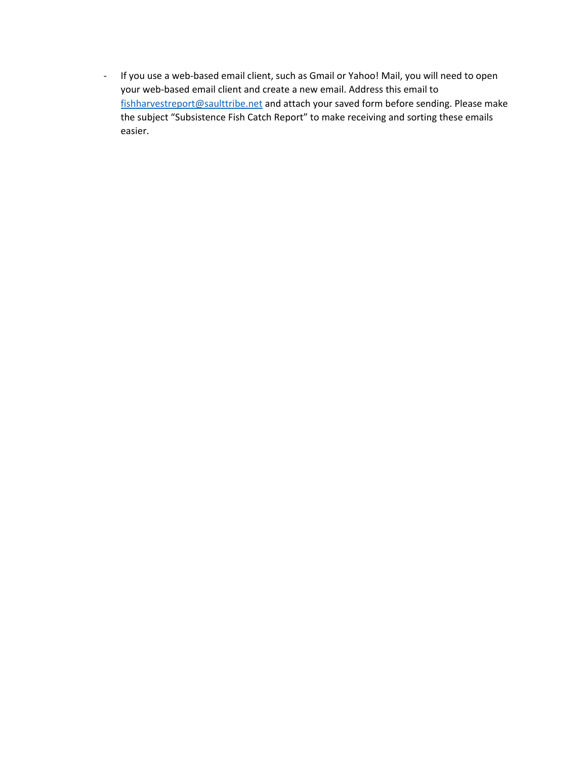- If you use a web-based email client, such as Gmail or Yahoo! Mail, you will need to open your web-based email client and create a new email. Address this email to [fishharvestreport@saulttribe.net](mailto:fishharvestreport@saulttribe.net) and attach your saved form before sending. Please make the subject "Subsistence Fish Catch Report" to make receiving and sorting these emails easier.